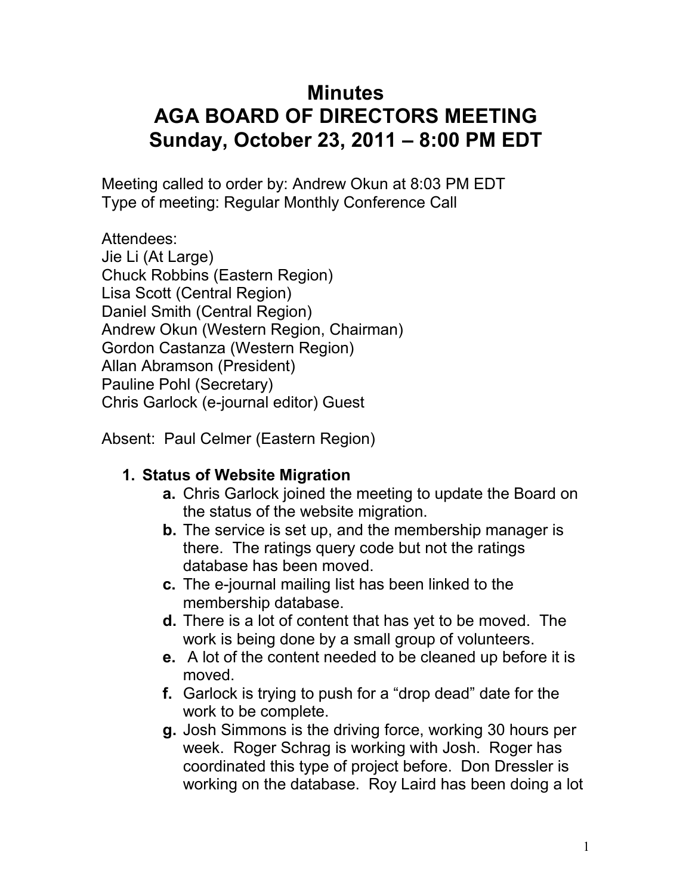# Minutes
# AGA BOARD OF DIRECTORS MEETING
# Sunday, October 23, 2011 – 8:00 PM EDT

Meeting called to order by: Andrew Okun at 8:03 PM EDT
Type of meeting: Regular Monthly Conference Call

Attendees:
Jie Li (At Large)
Chuck Robbins (Eastern Region)
Lisa Scott (Central Region)
Daniel Smith (Central Region)
Andrew Okun (Western Region, Chairman)
Gordon Castanza (Western Region)
Allan Abramson (President)
Pauline Pohl (Secretary)
Chris Garlock (e-journal editor) Guest

Absent: Paul Celmer (Eastern Region)

1. **Status of Website Migration**
   - **a.** Chris Garlock joined the meeting to update the Board on the status of the website migration.
   - **b.** The service is set up, and the membership manager is there. The ratings query code but not the ratings database has been moved.
   - **c.** The e-journal mailing list has been linked to the membership database.
   - **d.** There is a lot of content that has yet to be moved. The work is being done by a small group of volunteers.
   - **e.** A lot of the content needed to be cleaned up before it is moved.
   - **f.** Garlock is trying to push for a "drop dead" date for the work to be complete.
   - **g.** Josh Simmons is the driving force, working 30 hours per week. Roger Schrag is working with Josh. Roger has coordinated this type of project before. Don Dressler is working on the database. Roy Laird has been doing a lot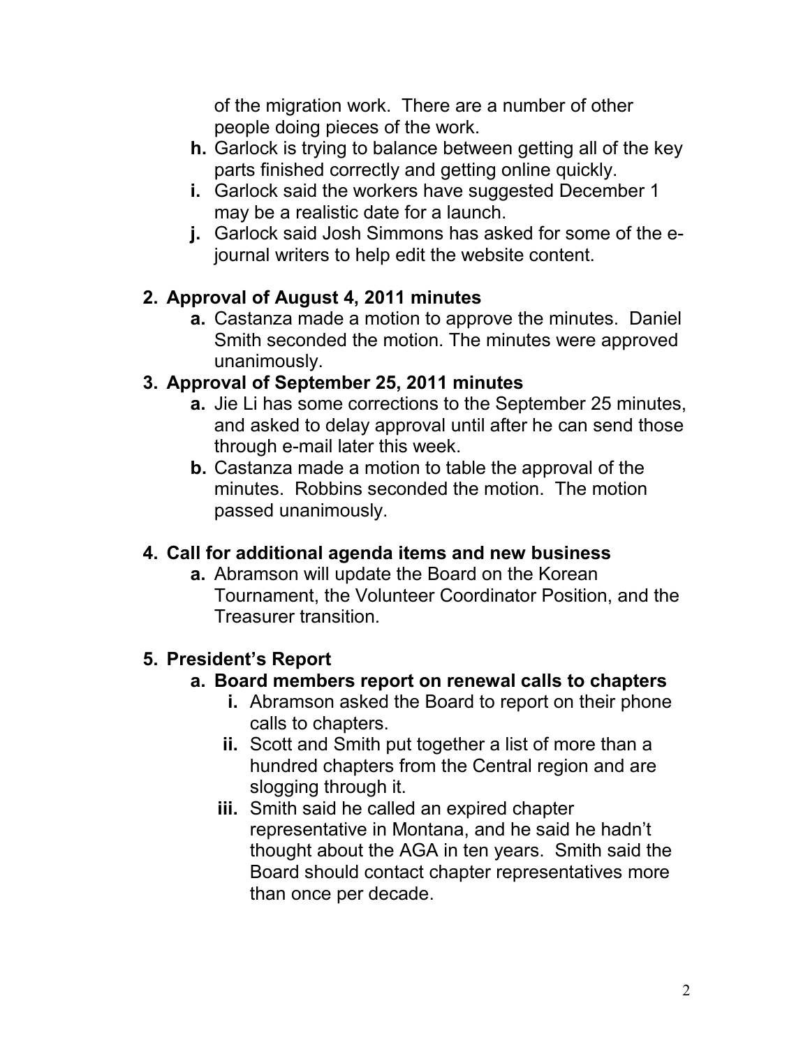of the migration work. There are a number of other people doing pieces of the work.

h. Garlock is trying to balance between getting all of the key parts finished correctly and getting online quickly.
i. Garlock said the workers have suggested December 1 may be a realistic date for a launch.
j. Garlock said Josh Simmons has asked for some of the e-journal writers to help edit the website content.

## 2. Approval of August 4, 2011 minutes

a. Castanza made a motion to approve the minutes. Daniel Smith seconded the motion. The minutes were approved unanimously.

## 3. Approval of September 25, 2011 minutes

a. Jie Li has some corrections to the September 25 minutes, and asked to delay approval until after he can send those through e-mail later this week.
b. Castanza made a motion to table the approval of the minutes. Robbins seconded the motion. The motion passed unanimously.

## 4. Call for additional agenda items and new business

a. Abramson will update the Board on the Korean Tournament, the Volunteer Coordinator Position, and the Treasurer transition.

## 5. President's Report

### a. Board members report on renewal calls to chapters

i. Abramson asked the Board to report on their phone calls to chapters.
ii. Scott and Smith put together a list of more than a hundred chapters from the Central region and are slogging through it.
iii. Smith said he called an expired chapter representative in Montana, and he said he hadn't thought about the AGA in ten years. Smith said the Board should contact chapter representatives more than once per decade.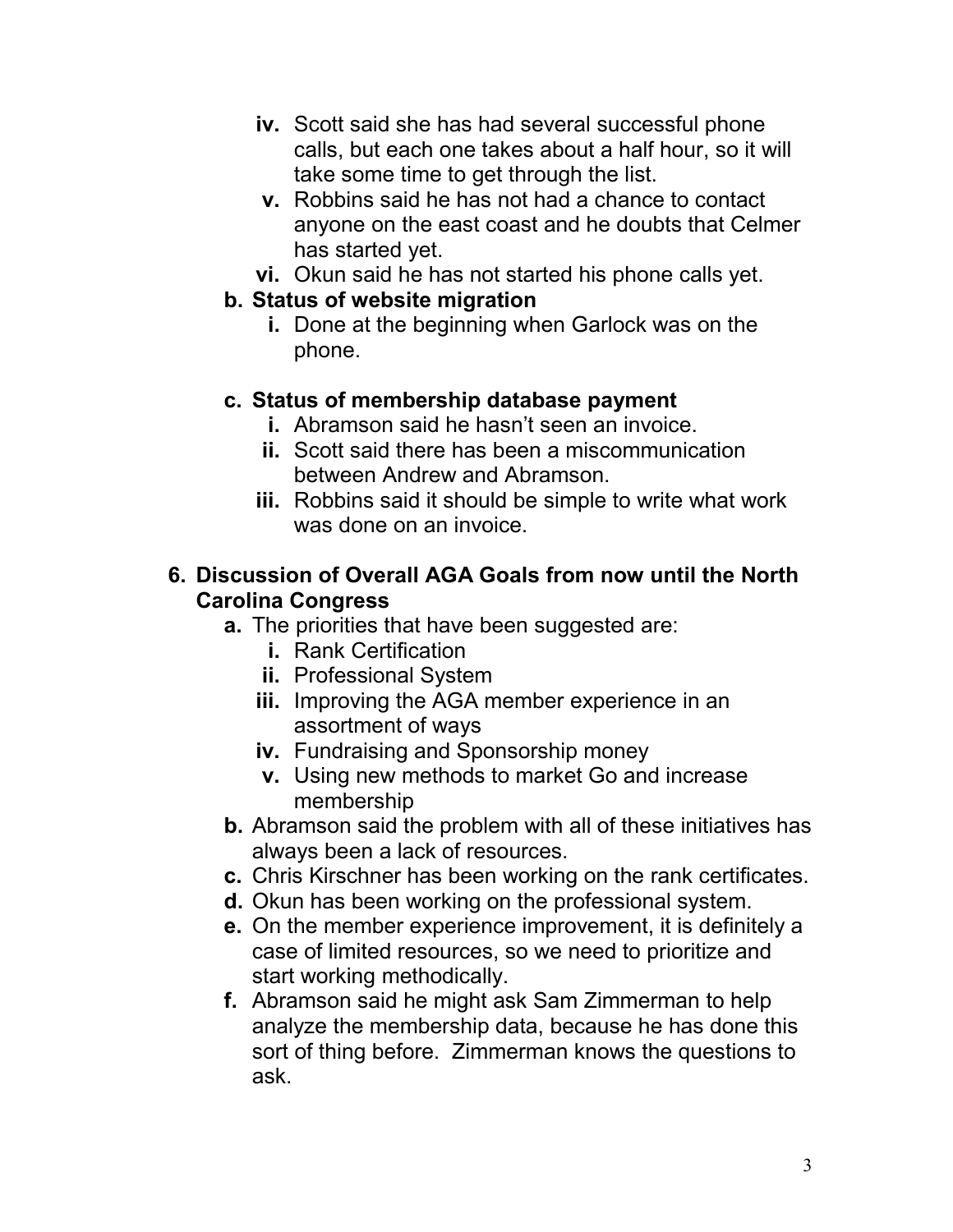- **iv.** Scott said she has had several successful phone calls, but each one takes about a half hour, so it will take some time to get through the list.
- **v.** Robbins said he has not had a chance to contact anyone on the east coast and he doubts that Celmer has started yet.
- **vi.** Okun said he has not started his phone calls yet.

**b. Status of website migration**

- **i.** Done at the beginning when Garlock was on the phone.

**c. Status of membership database payment**

- **i.** Abramson said he hasn't seen an invoice.
- **ii.** Scott said there has been a miscommunication between Andrew and Abramson.
- **iii.** Robbins said it should be simple to write what work was done on an invoice.

**6. Discussion of Overall AGA Goals from now until the North Carolina Congress**

- **a.** The priorities that have been suggested are:
  - **i.** Rank Certification
  - **ii.** Professional System
  - **iii.** Improving the AGA member experience in an assortment of ways
  - **iv.** Fundraising and Sponsorship money
  - **v.** Using new methods to market Go and increase membership
- **b.** Abramson said the problem with all of these initiatives has always been a lack of resources.
- **c.** Chris Kirschner has been working on the rank certificates.
- **d.** Okun has been working on the professional system.
- **e.** On the member experience improvement, it is definitely a case of limited resources, so we need to prioritize and start working methodically.
- **f.** Abramson said he might ask Sam Zimmerman to help analyze the membership data, because he has done this sort of thing before. Zimmerman knows the questions to ask.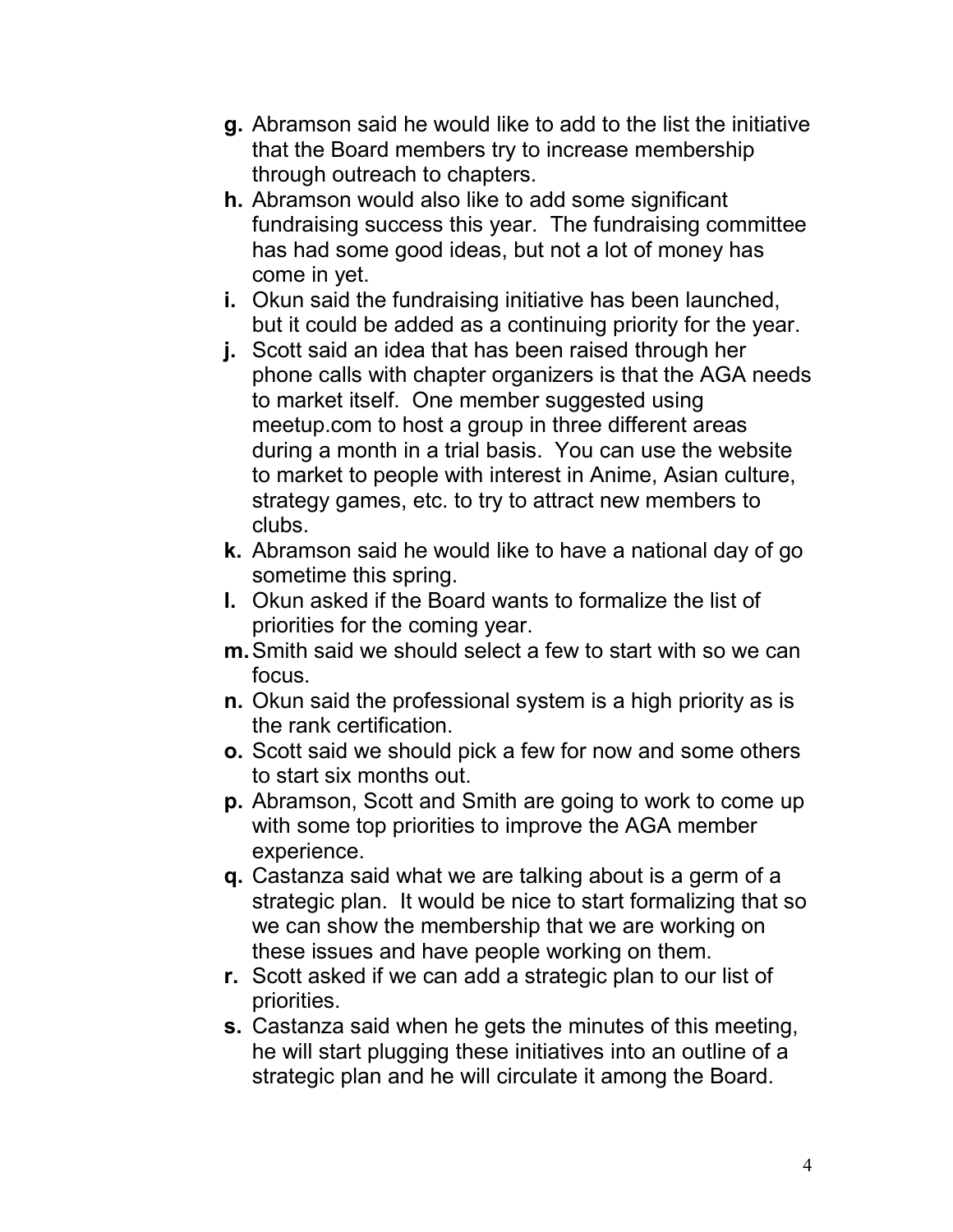- **g.** Abramson said he would like to add to the list the initiative that the Board members try to increase membership through outreach to chapters.
- **h.** Abramson would also like to add some significant fundraising success this year. The fundraising committee has had some good ideas, but not a lot of money has come in yet.
- **i.** Okun said the fundraising initiative has been launched, but it could be added as a continuing priority for the year.
- **j.** Scott said an idea that has been raised through her phone calls with chapter organizers is that the AGA needs to market itself. One member suggested using meetup.com to host a group in three different areas during a month in a trial basis. You can use the website to market to people with interest in Anime, Asian culture, strategy games, etc. to try to attract new members to clubs.
- **k.** Abramson said he would like to have a national day of go sometime this spring.
- **l.** Okun asked if the Board wants to formalize the list of priorities for the coming year.
- **m.** Smith said we should select a few to start with so we can focus.
- **n.** Okun said the professional system is a high priority as is the rank certification.
- **o.** Scott said we should pick a few for now and some others to start six months out.
- **p.** Abramson, Scott and Smith are going to work to come up with some top priorities to improve the AGA member experience.
- **q.** Castanza said what we are talking about is a germ of a strategic plan. It would be nice to start formalizing that so we can show the membership that we are working on these issues and have people working on them.
- **r.** Scott asked if we can add a strategic plan to our list of priorities.
- **s.** Castanza said when he gets the minutes of this meeting, he will start plugging these initiatives into an outline of a strategic plan and he will circulate it among the Board.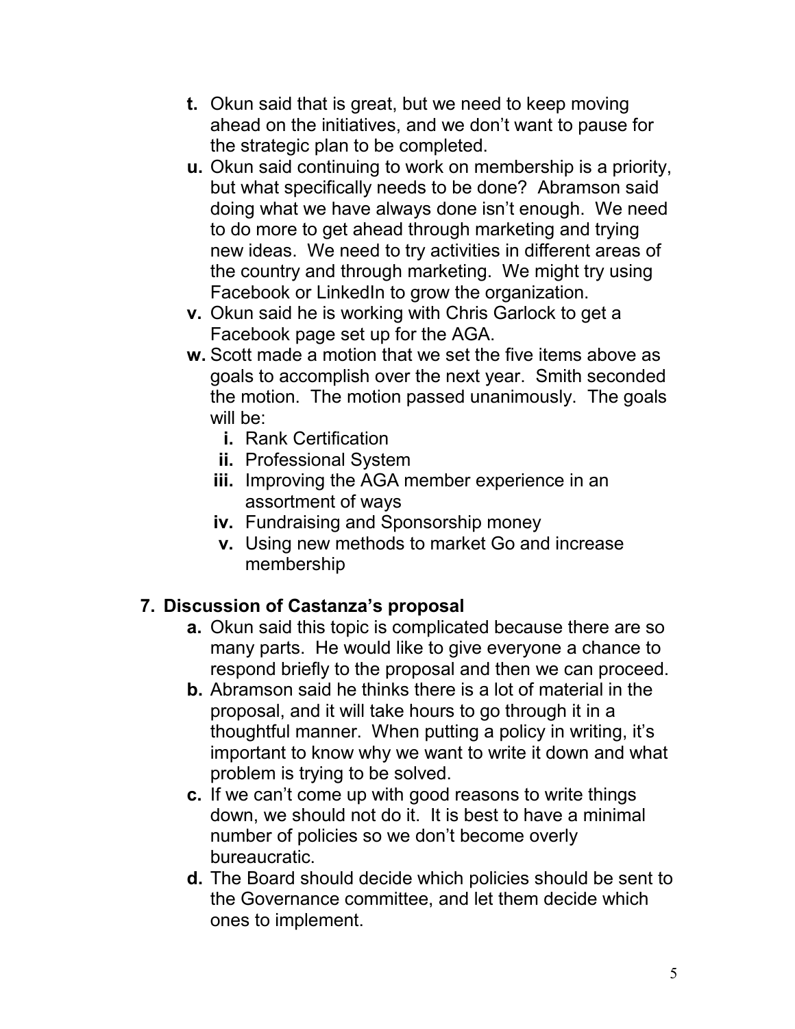- **t.** Okun said that is great, but we need to keep moving ahead on the initiatives, and we don't want to pause for the strategic plan to be completed.
- **u.** Okun said continuing to work on membership is a priority, but what specifically needs to be done? Abramson said doing what we have always done isn't enough. We need to do more to get ahead through marketing and trying new ideas. We need to try activities in different areas of the country and through marketing. We might try using Facebook or LinkedIn to grow the organization.
- **v.** Okun said he is working with Chris Garlock to get a Facebook page set up for the AGA.
- **w.** Scott made a motion that we set the five items above as goals to accomplish over the next year. Smith seconded the motion. The motion passed unanimously. The goals will be:
  - **i.** Rank Certification
  - **ii.** Professional System
  - **iii.** Improving the AGA member experience in an assortment of ways
  - **iv.** Fundraising and Sponsorship money
  - **v.** Using new methods to market Go and increase membership

## 7. Discussion of Castanza's proposal

- **a.** Okun said this topic is complicated because there are so many parts. He would like to give everyone a chance to respond briefly to the proposal and then we can proceed.
- **b.** Abramson said he thinks there is a lot of material in the proposal, and it will take hours to go through it in a thoughtful manner. When putting a policy in writing, it's important to know why we want to write it down and what problem is trying to be solved.
- **c.** If we can't come up with good reasons to write things down, we should not do it. It is best to have a minimal number of policies so we don't become overly bureaucratic.
- **d.** The Board should decide which policies should be sent to the Governance committee, and let them decide which ones to implement.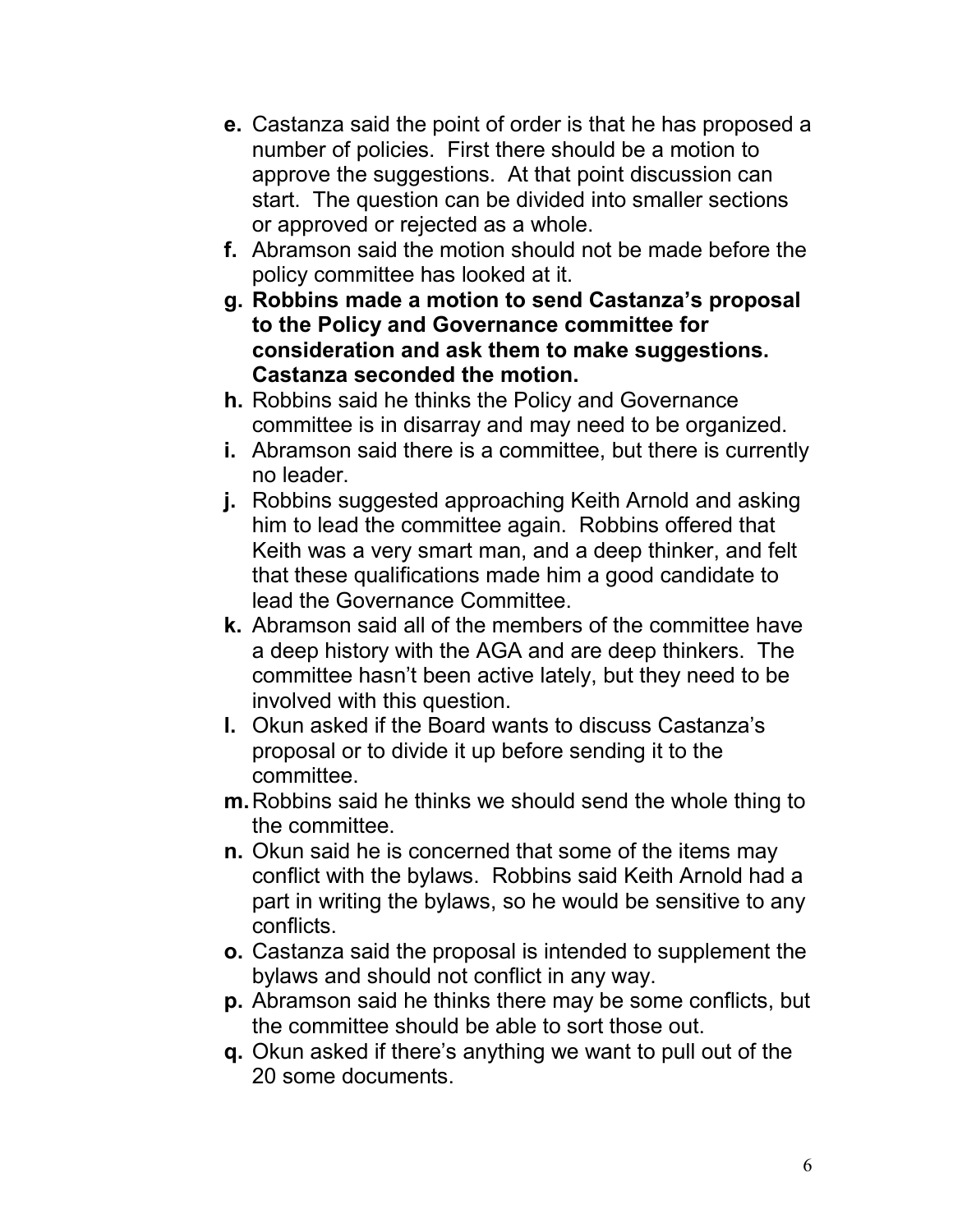- **e.** Castanza said the point of order is that he has proposed a number of policies. First there should be a motion to approve the suggestions. At that point discussion can start. The question can be divided into smaller sections or approved or rejected as a whole.
- **f.** Abramson said the motion should not be made before the policy committee has looked at it.
- **g. Robbins made a motion to send Castanza's proposal to the Policy and Governance committee for consideration and ask them to make suggestions. Castanza seconded the motion.**
- **h.** Robbins said he thinks the Policy and Governance committee is in disarray and may need to be organized.
- **i.** Abramson said there is a committee, but there is currently no leader.
- **j.** Robbins suggested approaching Keith Arnold and asking him to lead the committee again. Robbins offered that Keith was a very smart man, and a deep thinker, and felt that these qualifications made him a good candidate to lead the Governance Committee.
- **k.** Abramson said all of the members of the committee have a deep history with the AGA and are deep thinkers. The committee hasn't been active lately, but they need to be involved with this question.
- **l.** Okun asked if the Board wants to discuss Castanza's proposal or to divide it up before sending it to the committee.
- **m.** Robbins said he thinks we should send the whole thing to the committee.
- **n.** Okun said he is concerned that some of the items may conflict with the bylaws. Robbins said Keith Arnold had a part in writing the bylaws, so he would be sensitive to any conflicts.
- **o.** Castanza said the proposal is intended to supplement the bylaws and should not conflict in any way.
- **p.** Abramson said he thinks there may be some conflicts, but the committee should be able to sort those out.
- **q.** Okun asked if there's anything we want to pull out of the 20 some documents.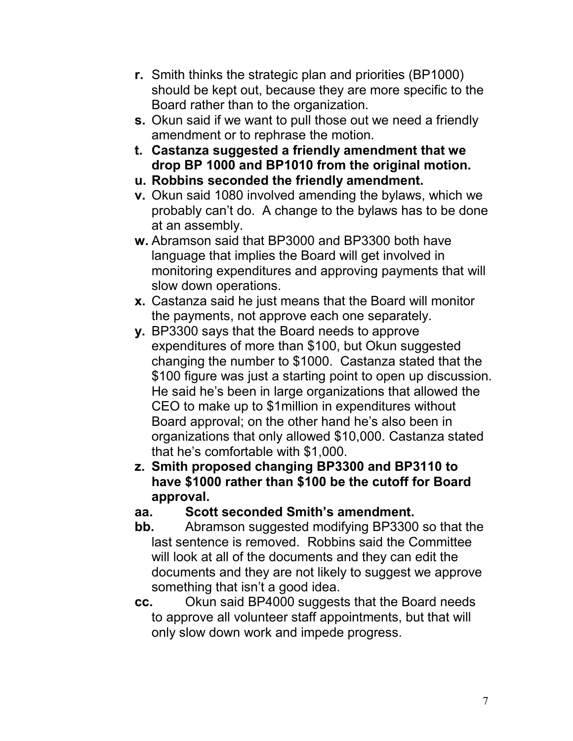- **r.** Smith thinks the strategic plan and priorities (BP1000) should be kept out, because they are more specific to the Board rather than to the organization.
- **s.** Okun said if we want to pull those out we need a friendly amendment or to rephrase the motion.
- **t. Castanza suggested a friendly amendment that we drop BP 1000 and BP1010 from the original motion.**
- **u. Robbins seconded the friendly amendment.**
- **v.** Okun said 1080 involved amending the bylaws, which we probably can't do. A change to the bylaws has to be done at an assembly.
- **w.** Abramson said that BP3000 and BP3300 both have language that implies the Board will get involved in monitoring expenditures and approving payments that will slow down operations.
- **x.** Castanza said he just means that the Board will monitor the payments, not approve each one separately.
- **y.** BP3300 says that the Board needs to approve expenditures of more than $100, but Okun suggested changing the number to $1000. Castanza stated that the $100 figure was just a starting point to open up discussion. He said he's been in large organizations that allowed the CEO to make up to $1million in expenditures without Board approval; on the other hand he's also been in organizations that only allowed $10,000. Castanza stated that he's comfortable with $1,000.
- **z. Smith proposed changing BP3300 and BP3110 to have $1000 rather than $100 be the cutoff for Board approval.**
- **aa. Scott seconded Smith's amendment.**
- **bb.** Abramson suggested modifying BP3300 so that the last sentence is removed. Robbins said the Committee will look at all of the documents and they can edit the documents and they are not likely to suggest we approve something that isn't a good idea.
- **cc.** Okun said BP4000 suggests that the Board needs to approve all volunteer staff appointments, but that will only slow down work and impede progress.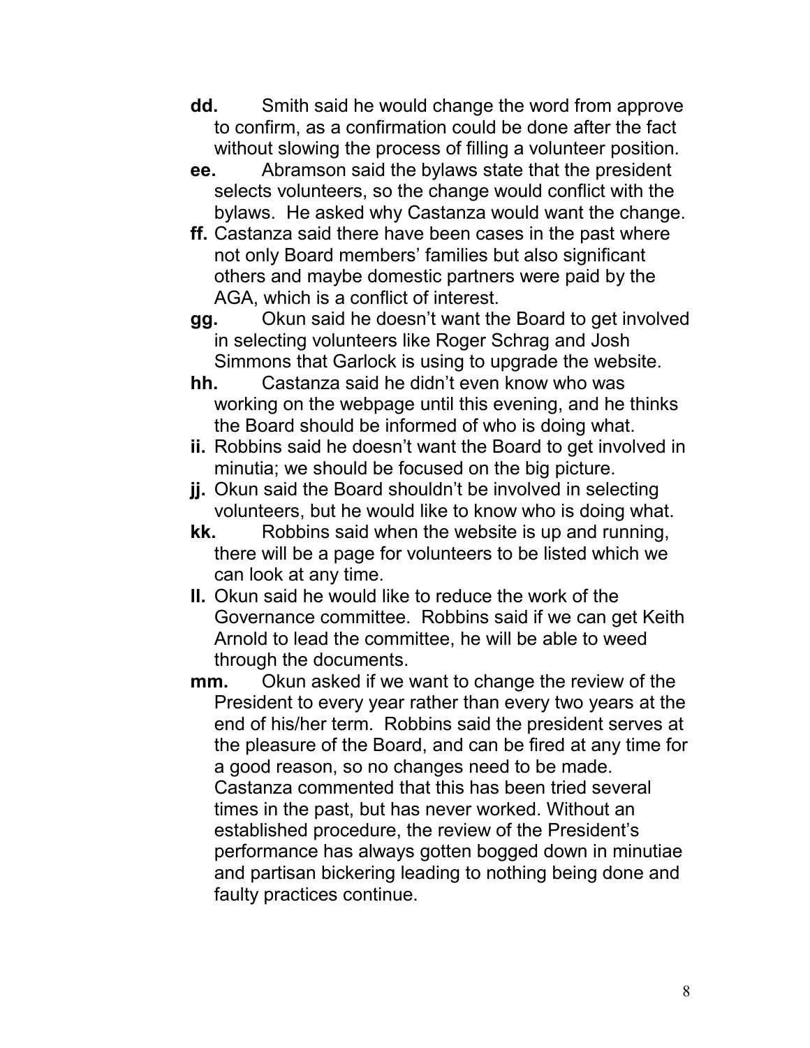**dd.** Smith said he would change the word from approve to confirm, as a confirmation could be done after the fact without slowing the process of filling a volunteer position.

**ee.** Abramson said the bylaws state that the president selects volunteers, so the change would conflict with the bylaws. He asked why Castanza would want the change.

**ff.** Castanza said there have been cases in the past where not only Board members' families but also significant others and maybe domestic partners were paid by the AGA, which is a conflict of interest.

**gg.** Okun said he doesn't want the Board to get involved in selecting volunteers like Roger Schrag and Josh Simmons that Garlock is using to upgrade the website.

**hh.** Castanza said he didn't even know who was working on the webpage until this evening, and he thinks the Board should be informed of who is doing what.

**ii.** Robbins said he doesn't want the Board to get involved in minutia; we should be focused on the big picture.

**jj.** Okun said the Board shouldn't be involved in selecting volunteers, but he would like to know who is doing what.

**kk.** Robbins said when the website is up and running, there will be a page for volunteers to be listed which we can look at any time.

**ll.** Okun said he would like to reduce the work of the Governance committee. Robbins said if we can get Keith Arnold to lead the committee, he will be able to weed through the documents.

**mm.** Okun asked if we want to change the review of the President to every year rather than every two years at the end of his/her term. Robbins said the president serves at the pleasure of the Board, and can be fired at any time for a good reason, so no changes need to be made. Castanza commented that this has been tried several times in the past, but has never worked. Without an established procedure, the review of the President's performance has always gotten bogged down in minutiae and partisan bickering leading to nothing being done and faulty practices continue.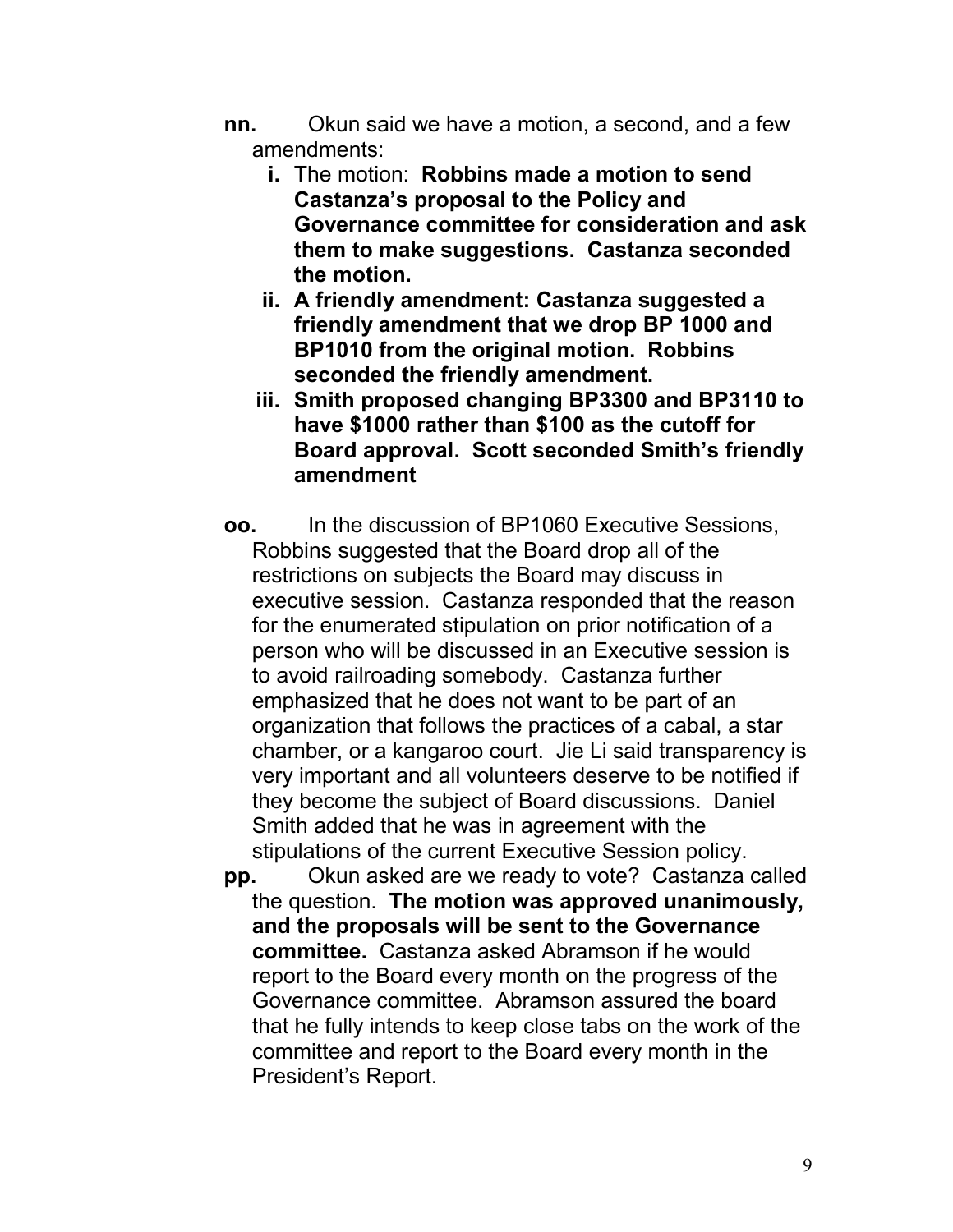**nn.** Okun said we have a motion, a second, and a few amendments:

   **i.** The motion: **Robbins made a motion to send Castanza's proposal to the Policy and Governance committee for consideration and ask them to make suggestions. Castanza seconded the motion.**

   **ii. A friendly amendment: Castanza suggested a friendly amendment that we drop BP 1000 and BP1010 from the original motion. Robbins seconded the friendly amendment.**

   **iii. Smith proposed changing BP3300 and BP3110 to have $1000 rather than $100 as the cutoff for Board approval. Scott seconded Smith's friendly amendment**

**oo.** In the discussion of BP1060 Executive Sessions, Robbins suggested that the Board drop all of the restrictions on subjects the Board may discuss in executive session. Castanza responded that the reason for the enumerated stipulation on prior notification of a person who will be discussed in an Executive session is to avoid railroading somebody. Castanza further emphasized that he does not want to be part of an organization that follows the practices of a cabal, a star chamber, or a kangaroo court. Jie Li said transparency is very important and all volunteers deserve to be notified if they become the subject of Board discussions. Daniel Smith added that he was in agreement with the stipulations of the current Executive Session policy.

**pp.** Okun asked are we ready to vote? Castanza called the question. **The motion was approved unanimously, and the proposals will be sent to the Governance committee.** Castanza asked Abramson if he would report to the Board every month on the progress of the Governance committee. Abramson assured the board that he fully intends to keep close tabs on the work of the committee and report to the Board every month in the President's Report.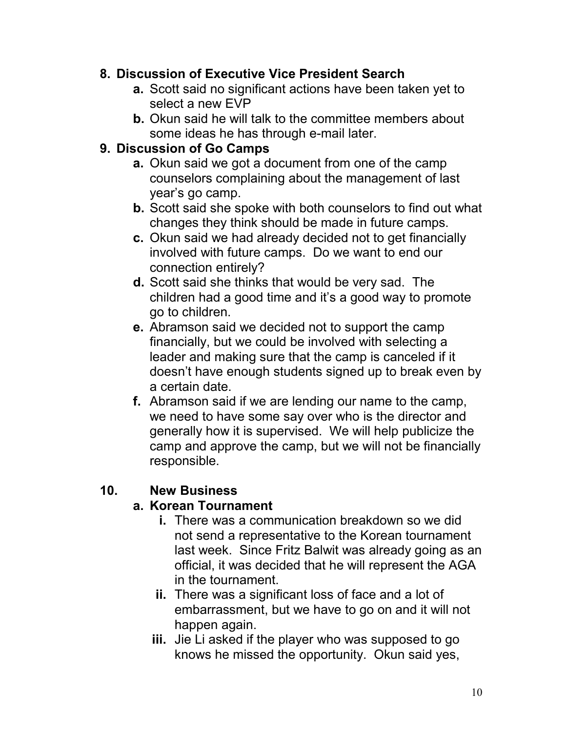8. **Discussion of Executive Vice President Search**
    a. Scott said no significant actions have been taken yet to select a new EVP
    b. Okun said he will talk to the committee members about some ideas he has through e-mail later.
9. **Discussion of Go Camps**
    a. Okun said we got a document from one of the camp counselors complaining about the management of last year's go camp.
    b. Scott said she spoke with both counselors to find out what changes they think should be made in future camps.
    c. Okun said we had already decided not to get financially involved with future camps. Do we want to end our connection entirely?
    d. Scott said she thinks that would be very sad. The children had a good time and it's a good way to promote go to children.
    e. Abramson said we decided not to support the camp financially, but we could be involved with selecting a leader and making sure that the camp is canceled if it doesn't have enough students signed up to break even by a certain date.
    f. Abramson said if we are lending our name to the camp, we need to have some say over who is the director and generally how it is supervised. We will help publicize the camp and approve the camp, but we will not be financially responsible.

10. **New Business**
    a. **Korean Tournament**
        i. There was a communication breakdown so we did not send a representative to the Korean tournament last week. Since Fritz Balwit was already going as an official, it was decided that he will represent the AGA in the tournament.
        ii. There was a significant loss of face and a lot of embarrassment, but we have to go on and it will not happen again.
        iii. Jie Li asked if the player who was supposed to go knows he missed the opportunity. Okun said yes,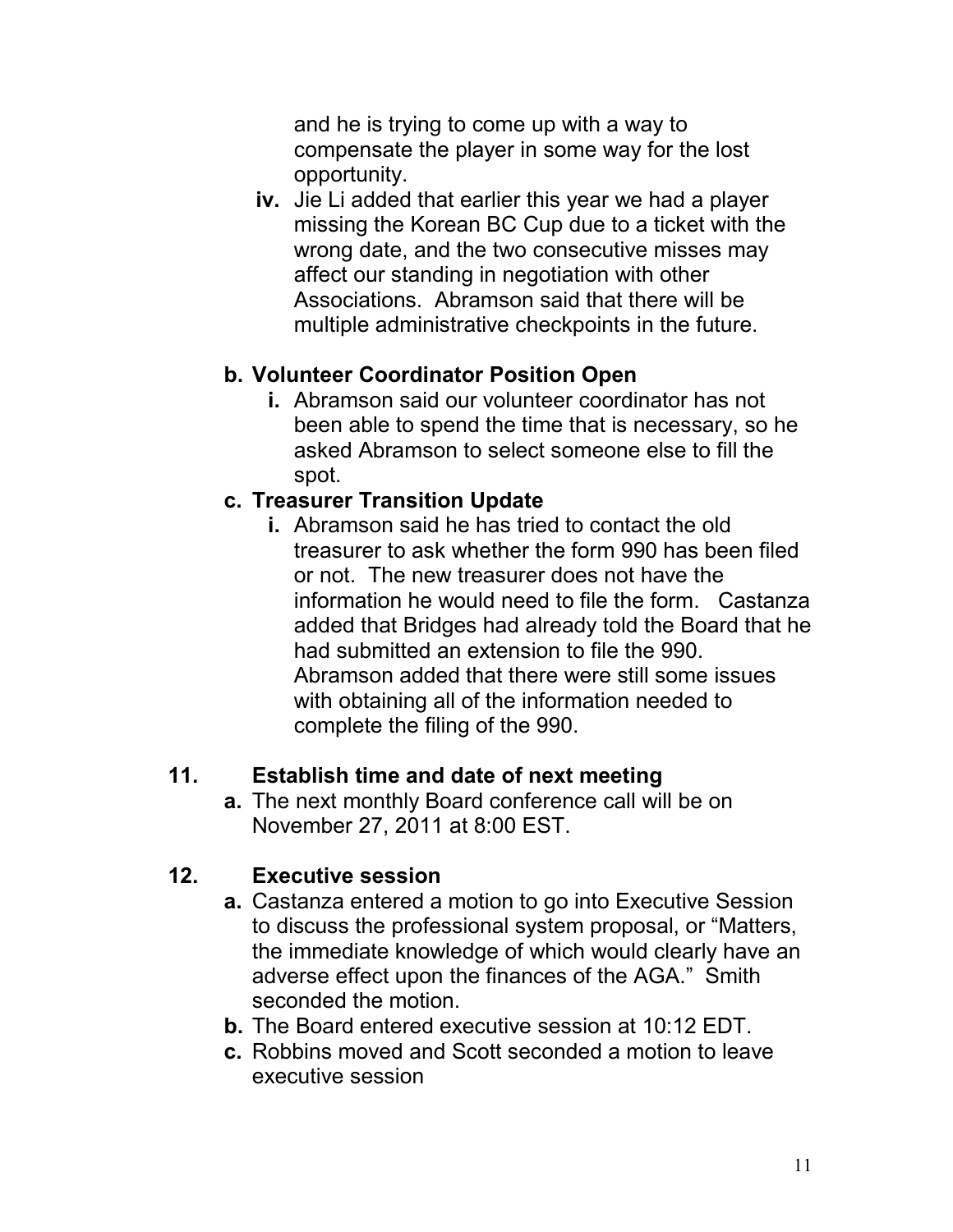and he is trying to come up with a way to compensate the player in some way for the lost opportunity.

   - **iv.** Jie Li added that earlier this year we had a player missing the Korean BC Cup due to a ticket with the wrong date, and the two consecutive misses may affect our standing in negotiation with other Associations. Abramson said that there will be multiple administrative checkpoints in the future.

- **b. Volunteer Coordinator Position Open**
   - **i.** Abramson said our volunteer coordinator has not been able to spend the time that is necessary, so he asked Abramson to select someone else to fill the spot.
- **c. Treasurer Transition Update**
   - **i.** Abramson said he has tried to contact the old treasurer to ask whether the form 990 has been filed or not. The new treasurer does not have the information he would need to file the form. Castanza added that Bridges had already told the Board that he had submitted an extension to file the 990. Abramson added that there were still some issues with obtaining all of the information needed to complete the filing of the 990.

## 11. Establish time and date of next meeting

- **a.** The next monthly Board conference call will be on November 27, 2011 at 8:00 EST.

## 12. Executive session

- **a.** Castanza entered a motion to go into Executive Session to discuss the professional system proposal, or "Matters, the immediate knowledge of which would clearly have an adverse effect upon the finances of the AGA." Smith seconded the motion.
- **b.** The Board entered executive session at 10:12 EDT.
- **c.** Robbins moved and Scott seconded a motion to leave executive session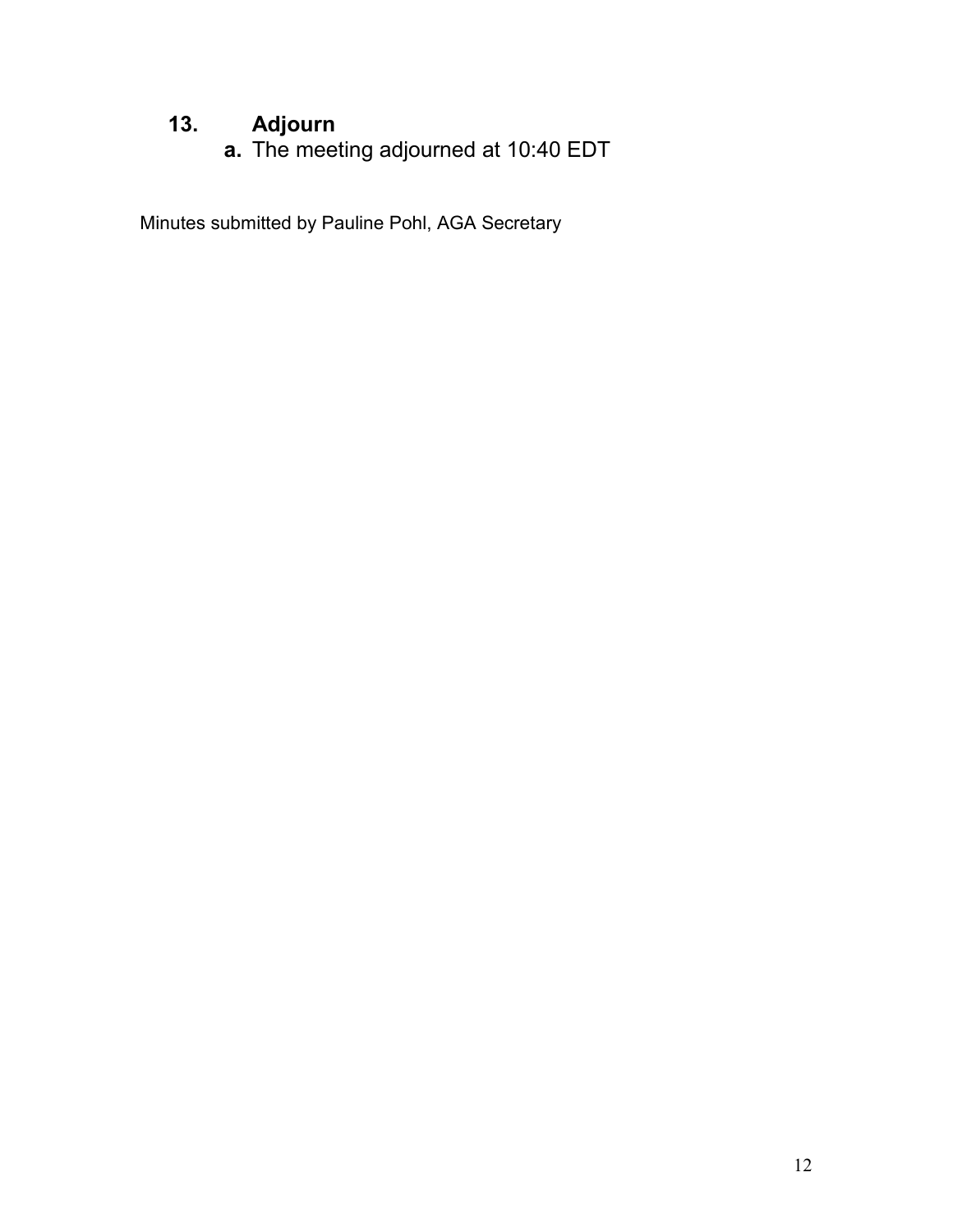## 13. Adjourn

**a.** The meeting adjourned at 10:40 EDT

Minutes submitted by Pauline Pohl, AGA Secretary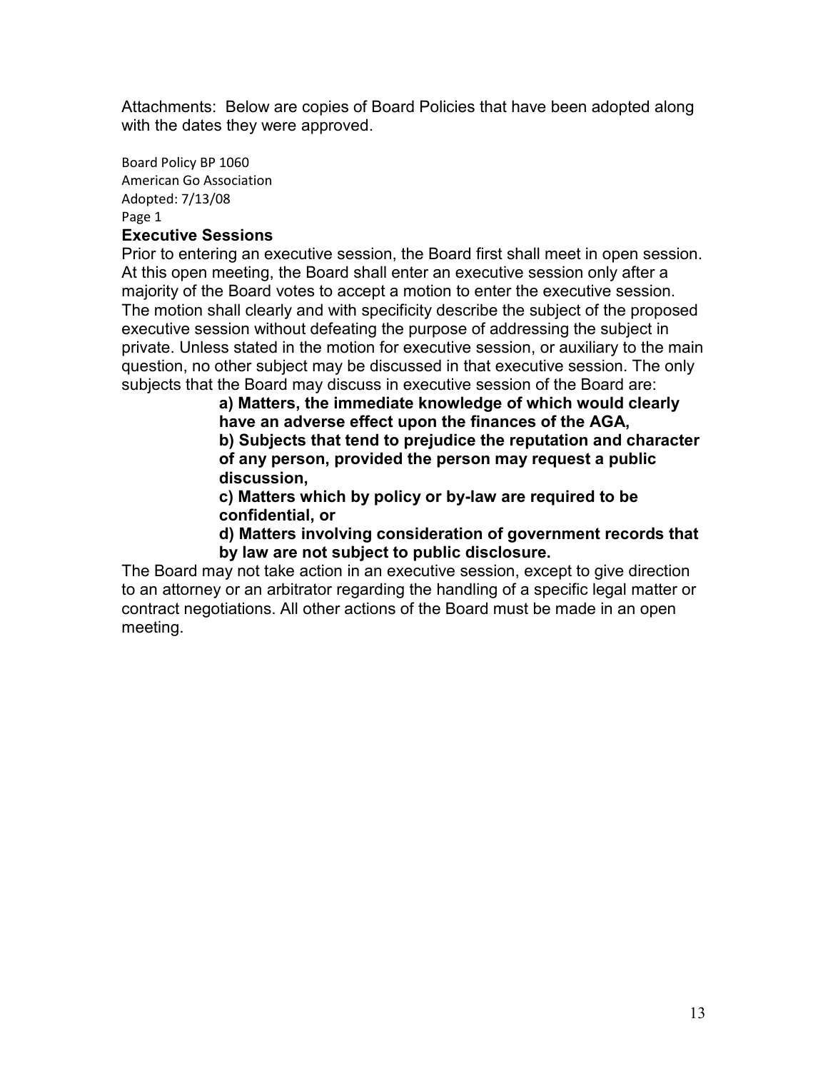Attachments: Below are copies of Board Policies that have been adopted along with the dates they were approved.

Board Policy BP 1060
American Go Association
Adopted: 7/13/08
Page 1

### Executive Sessions

Prior to entering an executive session, the Board first shall meet in open session. At this open meeting, the Board shall enter an executive session only after a majority of the Board votes to accept a motion to enter the executive session. The motion shall clearly and with specificity describe the subject of the proposed executive session without defeating the purpose of addressing the subject in private. Unless stated in the motion for executive session, or auxiliary to the main question, no other subject may be discussed in that executive session. The only subjects that the Board may discuss in executive session of the Board are:

> **a) Matters, the immediate knowledge of which would clearly have an adverse effect upon the finances of the AGA,**
>
> **b) Subjects that tend to prejudice the reputation and character of any person, provided the person may request a public discussion,**
>
> **c) Matters which by policy or by-law are required to be confidential, or**
>
> **d) Matters involving consideration of government records that by law are not subject to public disclosure.**

The Board may not take action in an executive session, except to give direction to an attorney or an arbitrator regarding the handling of a specific legal matter or contract negotiations. All other actions of the Board must be made in an open meeting.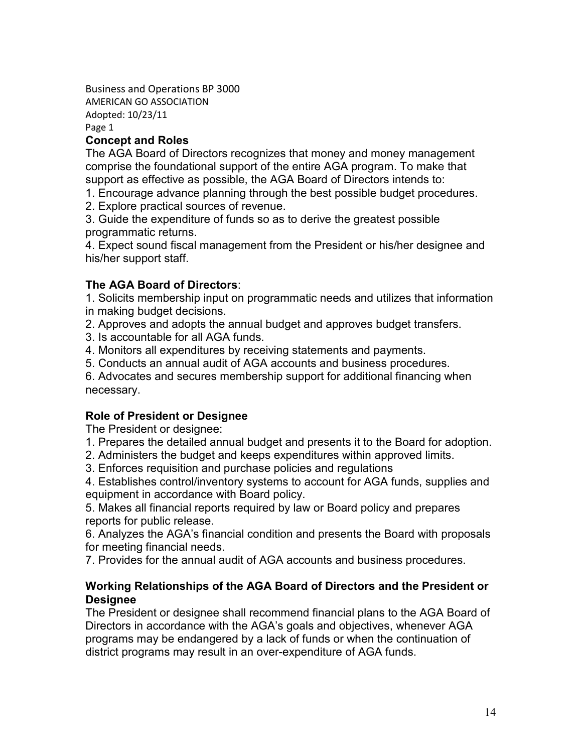Business and Operations BP 3000
AMERICAN GO ASSOCIATION
Adopted: 10/23/11
Page 1

### Concept and Roles

The AGA Board of Directors recognizes that money and money management comprise the foundational support of the entire AGA program. To make that support as effective as possible, the AGA Board of Directors intends to:

1. Encourage advance planning through the best possible budget procedures.
2. Explore practical sources of revenue.
3. Guide the expenditure of funds so as to derive the greatest possible programmatic returns.
4. Expect sound fiscal management from the President or his/her designee and his/her support staff.

### The AGA Board of Directors:

1. Solicits membership input on programmatic needs and utilizes that information in making budget decisions.
2. Approves and adopts the annual budget and approves budget transfers.
3. Is accountable for all AGA funds.
4. Monitors all expenditures by receiving statements and payments.
5. Conducts an annual audit of AGA accounts and business procedures.
6. Advocates and secures membership support for additional financing when necessary.

### Role of President or Designee

The President or designee:

1. Prepares the detailed annual budget and presents it to the Board for adoption.
2. Administers the budget and keeps expenditures within approved limits.
3. Enforces requisition and purchase policies and regulations
4. Establishes control/inventory systems to account for AGA funds, supplies and equipment in accordance with Board policy.
5. Makes all financial reports required by law or Board policy and prepares reports for public release.
6. Analyzes the AGA's financial condition and presents the Board with proposals for meeting financial needs.
7. Provides for the annual audit of AGA accounts and business procedures.

### Working Relationships of the AGA Board of Directors and the President or Designee

The President or designee shall recommend financial plans to the AGA Board of Directors in accordance with the AGA's goals and objectives, whenever AGA programs may be endangered by a lack of funds or when the continuation of district programs may result in an over-expenditure of AGA funds.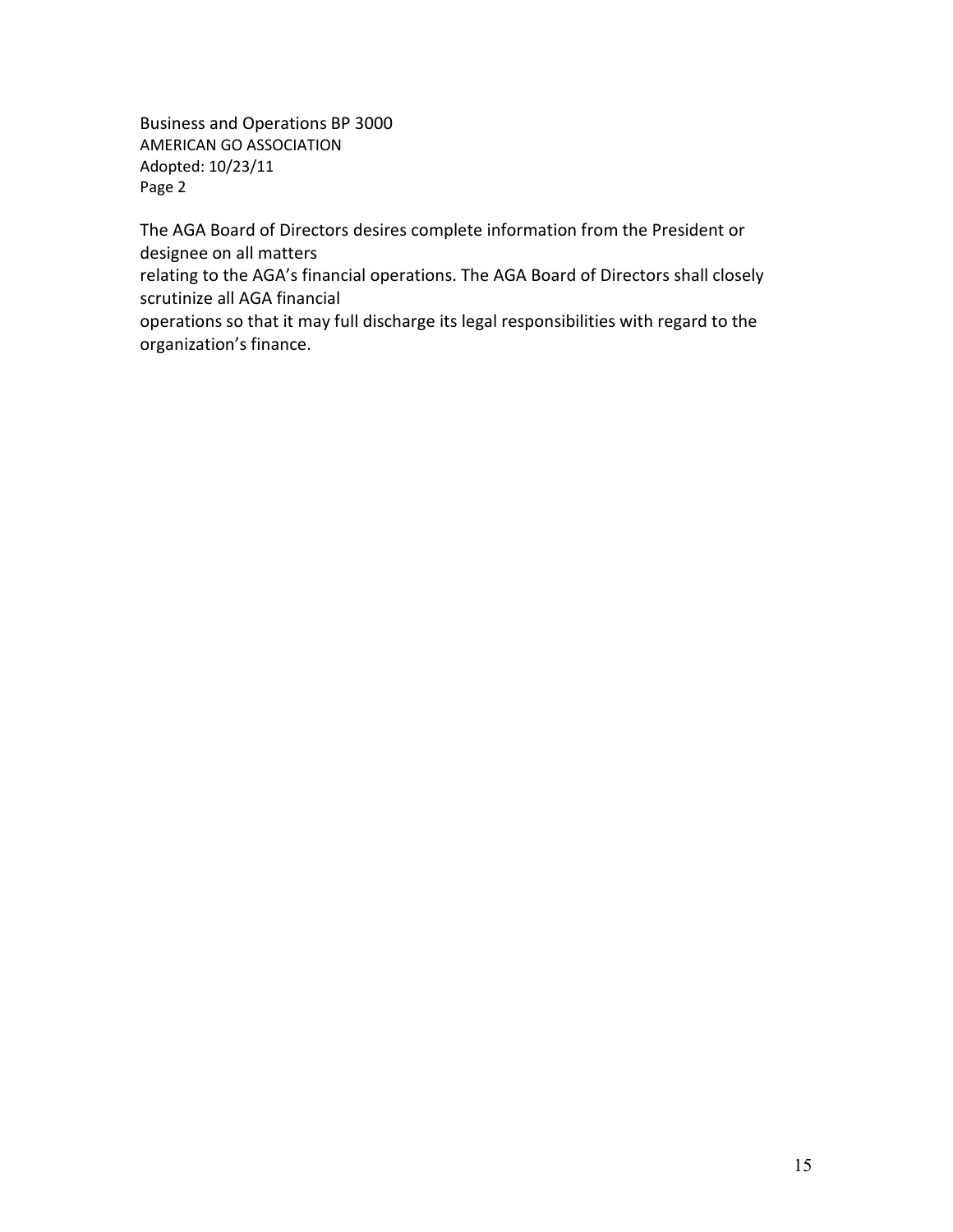Business and Operations BP 3000
AMERICAN GO ASSOCIATION
Adopted: 10/23/11
Page 2

The AGA Board of Directors desires complete information from the President or designee on all matters relating to the AGA's financial operations. The AGA Board of Directors shall closely scrutinize all AGA financial operations so that it may full discharge its legal responsibilities with regard to the organization's finance.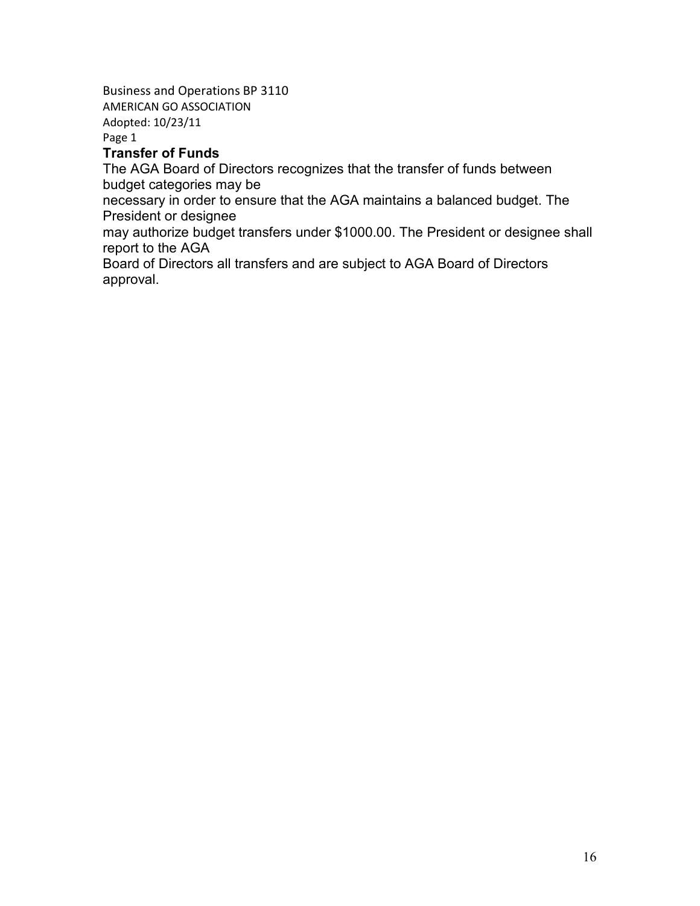Business and Operations BP 3110
AMERICAN GO ASSOCIATION
Adopted: 10/23/11
Page 1

## Transfer of Funds

The AGA Board of Directors recognizes that the transfer of funds between budget categories may be necessary in order to ensure that the AGA maintains a balanced budget. The President or designee may authorize budget transfers under $1000.00. The President or designee shall report to the AGA Board of Directors all transfers and are subject to AGA Board of Directors approval.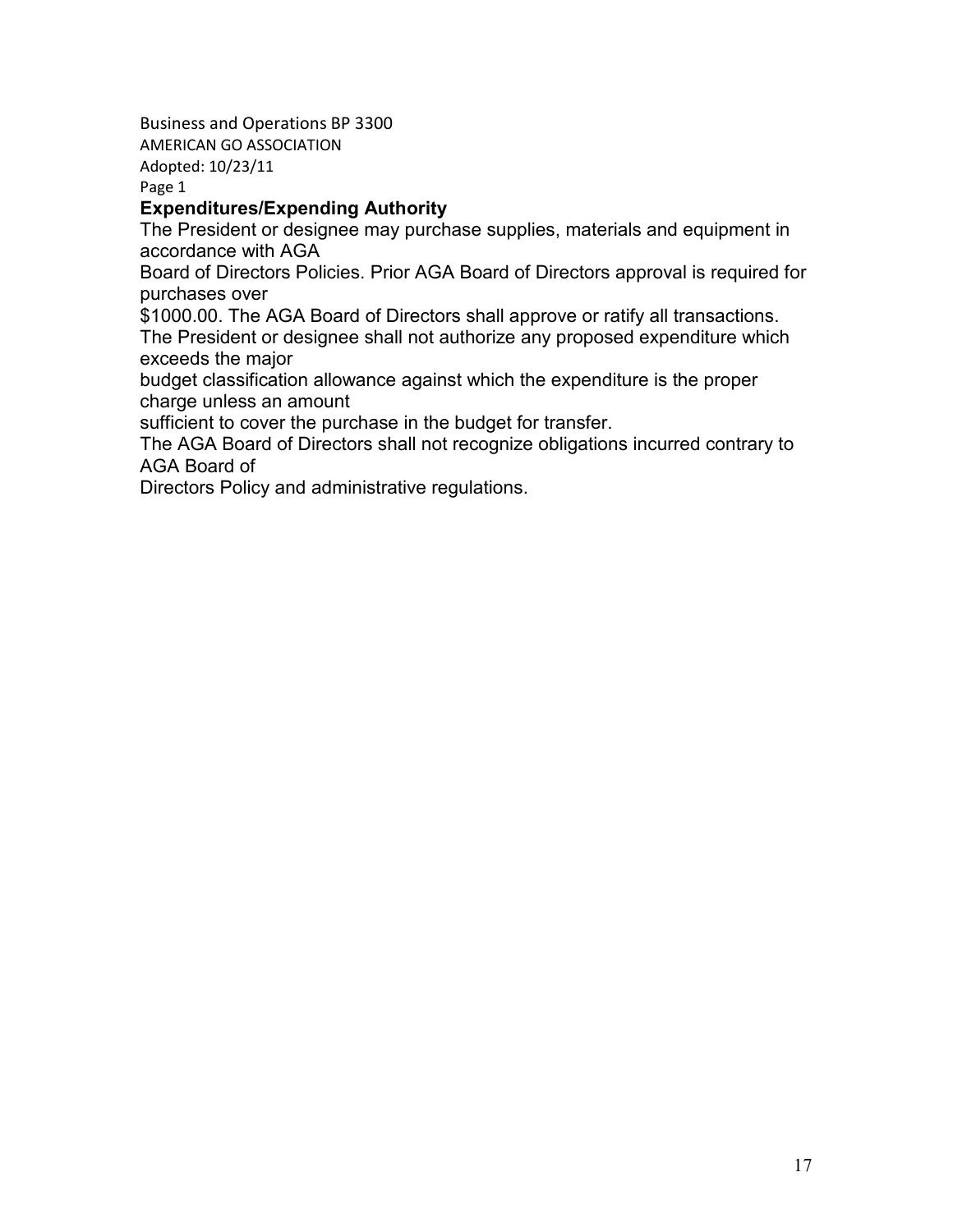Business and Operations BP 3300
AMERICAN GO ASSOCIATION
Adopted: 10/23/11
Page 1

**Expenditures/Expending Authority**

The President or designee may purchase supplies, materials and equipment in accordance with AGA Board of Directors Policies. Prior AGA Board of Directors approval is required for purchases over $1000.00. The AGA Board of Directors shall approve or ratify all transactions.

The President or designee shall not authorize any proposed expenditure which exceeds the major budget classification allowance against which the expenditure is the proper charge unless an amount sufficient to cover the purchase in the budget for transfer.

The AGA Board of Directors shall not recognize obligations incurred contrary to AGA Board of Directors Policy and administrative regulations.